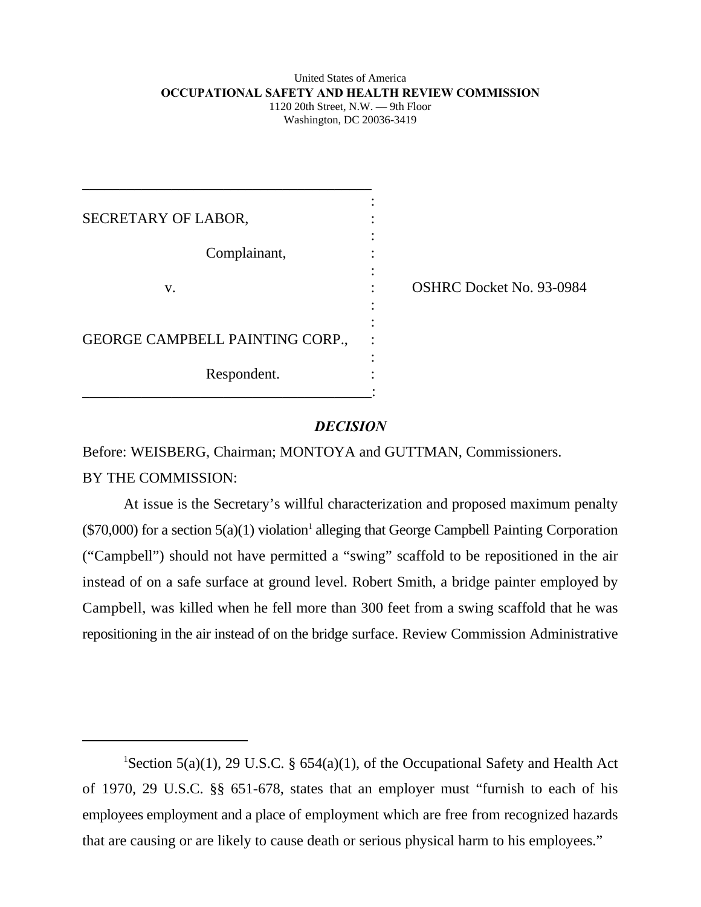United States of America
**OCCUPATIONAL SAFETY AND HEALTH REVIEW COMMISSION**
1120 20th Street, N.W. — 9th Floor
Washington, DC 20036-3419

| | |
|---|---|
| SECRETARY OF LABOR,<br><br>Complainant,<br><br>v.<br><br>GEORGE CAMPBELL PAINTING CORP.,<br><br>Respondent. | OSHRC Docket No. 93-0984 |

## *DECISION*

Before: WEISBERG, Chairman; MONTOYA and GUTTMAN, Commissioners.

BY THE COMMISSION:

At issue is the Secretary's willful characterization and proposed maximum penalty ($70,000) for a section 5(a)(1) violation[1] alleging that George Campbell Painting Corporation ("Campbell") should not have permitted a "swing" scaffold to be repositioned in the air instead of on a safe surface at ground level. Robert Smith, a bridge painter employed by Campbell, was killed when he fell more than 300 feet from a swing scaffold that he was repositioning in the air instead of on the bridge surface. Review Commission Administrative

---

[1]Section 5(a)(1), 29 U.S.C. § 654(a)(1), of the Occupational Safety and Health Act of 1970, 29 U.S.C. §§ 651-678, states that an employer must "furnish to each of his employees employment and a place of employment which are free from recognized hazards that are causing or are likely to cause death or serious physical harm to his employees."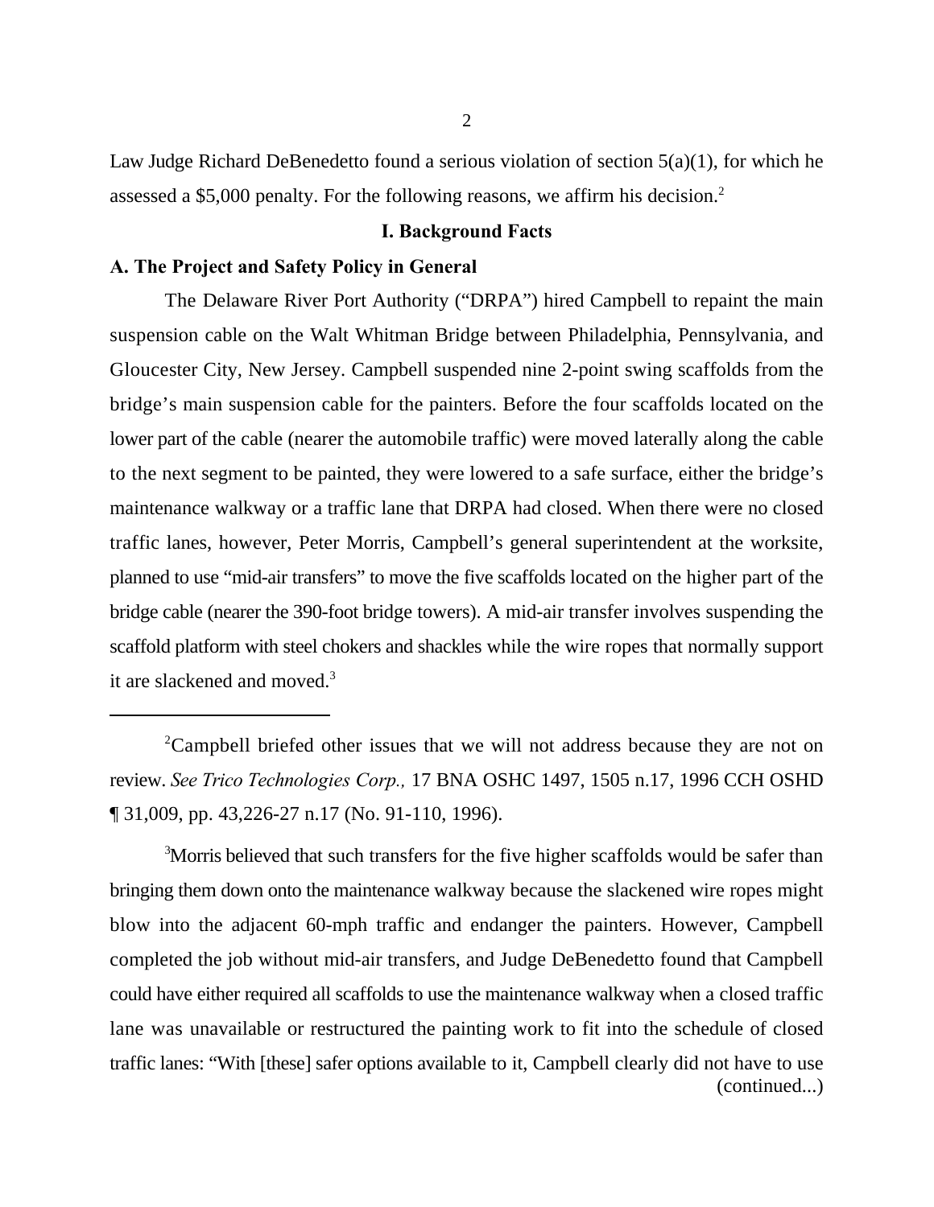Law Judge Richard DeBenedetto found a serious violation of section 5(a)(1), for which he assessed a $5,000 penalty. For the following reasons, we affirm his decision.[2]

## I. Background Facts

### A. The Project and Safety Policy in General

The Delaware River Port Authority ("DRPA") hired Campbell to repaint the main suspension cable on the Walt Whitman Bridge between Philadelphia, Pennsylvania, and Gloucester City, New Jersey. Campbell suspended nine 2-point swing scaffolds from the bridge's main suspension cable for the painters. Before the four scaffolds located on the lower part of the cable (nearer the automobile traffic) were moved laterally along the cable to the next segment to be painted, they were lowered to a safe surface, either the bridge's maintenance walkway or a traffic lane that DRPA had closed. When there were no closed traffic lanes, however, Peter Morris, Campbell's general superintendent at the worksite, planned to use "mid-air transfers" to move the five scaffolds located on the higher part of the bridge cable (nearer the 390-foot bridge towers). A mid-air transfer involves suspending the scaffold platform with steel chokers and shackles while the wire ropes that normally support it are slackened and moved.[3]

---

[2]Campbell briefed other issues that we will not address because they are not on review. *See Trico Technologies Corp.,* 17 BNA OSHC 1497, 1505 n.17, 1996 CCH OSHD ¶ 31,009, pp. 43,226-27 n.17 (No. 91-110, 1996).

[3]Morris believed that such transfers for the five higher scaffolds would be safer than bringing them down onto the maintenance walkway because the slackened wire ropes might blow into the adjacent 60-mph traffic and endanger the painters. However, Campbell completed the job without mid-air transfers, and Judge DeBenedetto found that Campbell could have either required all scaffolds to use the maintenance walkway when a closed traffic lane was unavailable or restructured the painting work to fit into the schedule of closed traffic lanes: "With [these] safer options available to it, Campbell clearly did not have to use (continued...)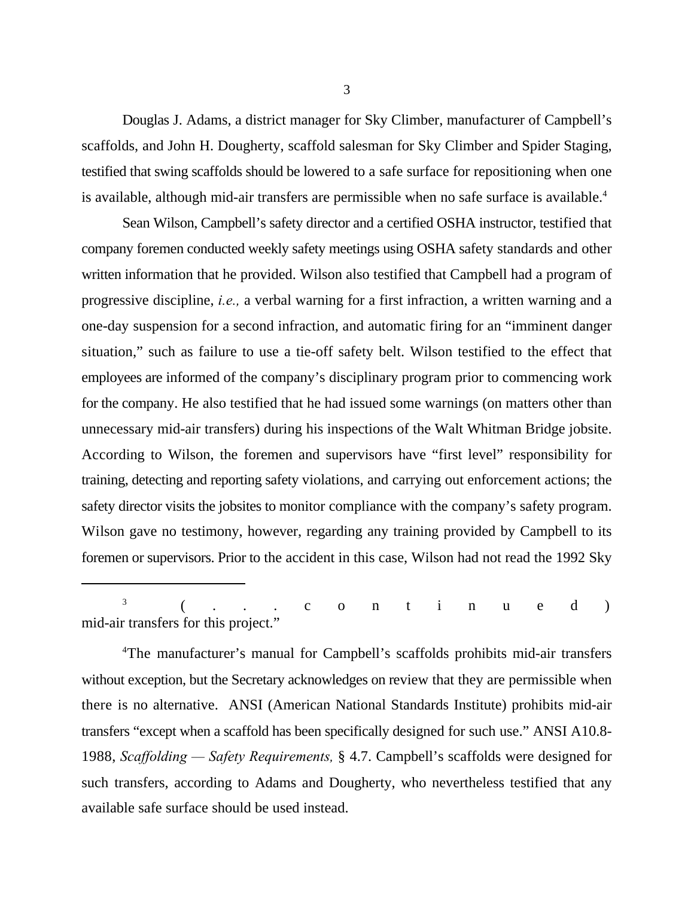Douglas J. Adams, a district manager for Sky Climber, manufacturer of Campbell's scaffolds, and John H. Dougherty, scaffold salesman for Sky Climber and Spider Staging, testified that swing scaffolds should be lowered to a safe surface for repositioning when one is available, although mid-air transfers are permissible when no safe surface is available.[4]

Sean Wilson, Campbell's safety director and a certified OSHA instructor, testified that company foremen conducted weekly safety meetings using OSHA safety standards and other written information that he provided. Wilson also testified that Campbell had a program of progressive discipline, *i.e.,* a verbal warning for a first infraction, a written warning and a one-day suspension for a second infraction, and automatic firing for an "imminent danger situation," such as failure to use a tie-off safety belt. Wilson testified to the effect that employees are informed of the company's disciplinary program prior to commencing work for the company. He also testified that he had issued some warnings (on matters other than unnecessary mid-air transfers) during his inspections of the Walt Whitman Bridge jobsite. According to Wilson, the foremen and supervisors have "first level" responsibility for training, detecting and reporting safety violations, and carrying out enforcement actions; the safety director visits the jobsites to monitor compliance with the company's safety program. Wilson gave no testimony, however, regarding any training provided by Campbell to its foremen or supervisors. Prior to the accident in this case, Wilson had not read the 1992 Sky

---

[3] (. . . continued) mid-air transfers for this project."

[4] The manufacturer's manual for Campbell's scaffolds prohibits mid-air transfers without exception, but the Secretary acknowledges on review that they are permissible when there is no alternative. ANSI (American National Standards Institute) prohibits mid-air transfers "except when a scaffold has been specifically designed for such use." ANSI A10.8-1988, *Scaffolding — Safety Requirements,* § 4.7. Campbell's scaffolds were designed for such transfers, according to Adams and Dougherty, who nevertheless testified that any available safe surface should be used instead.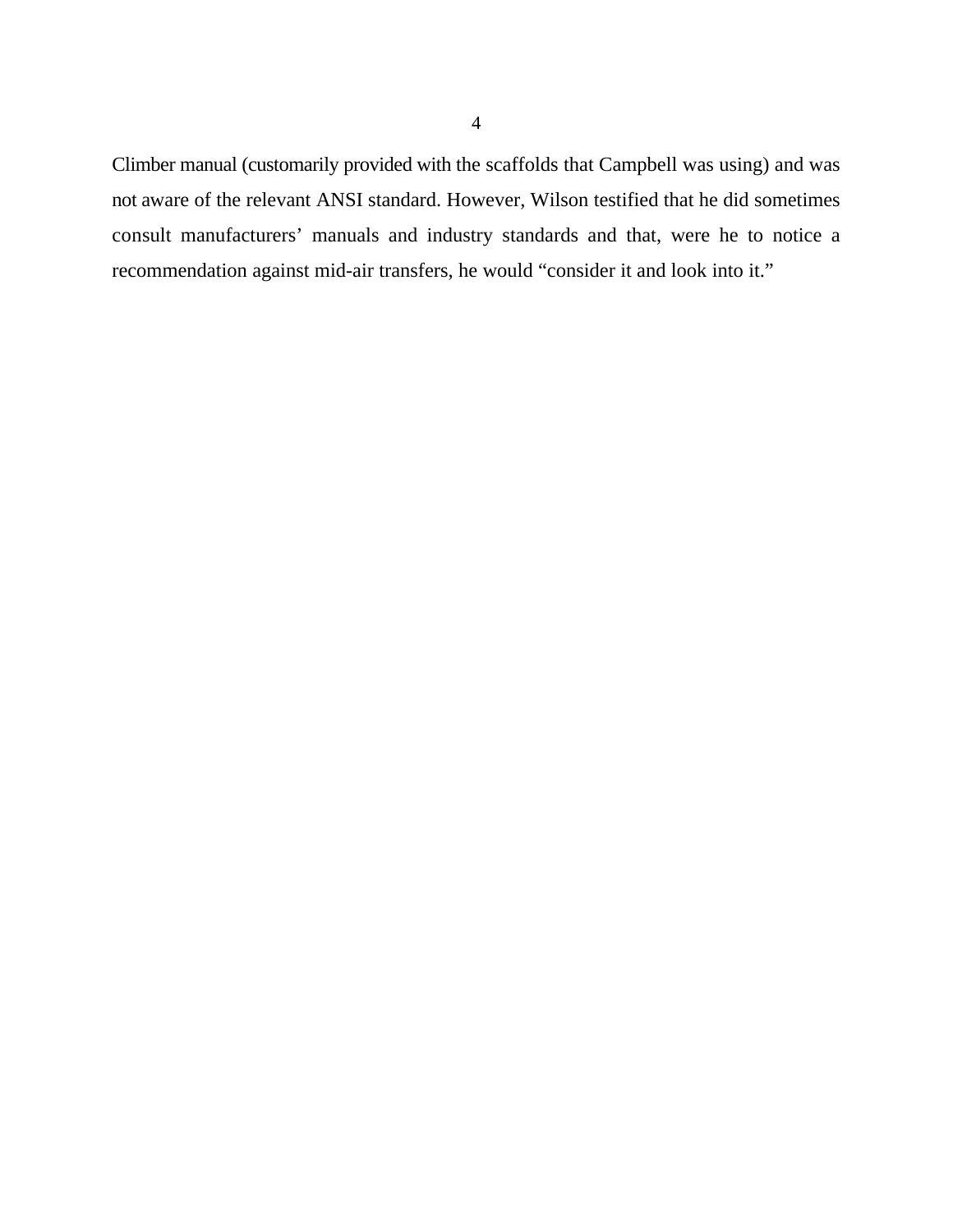Climber manual (customarily provided with the scaffolds that Campbell was using) and was not aware of the relevant ANSI standard. However, Wilson testified that he did sometimes consult manufacturers' manuals and industry standards and that, were he to notice a recommendation against mid-air transfers, he would "consider it and look into it."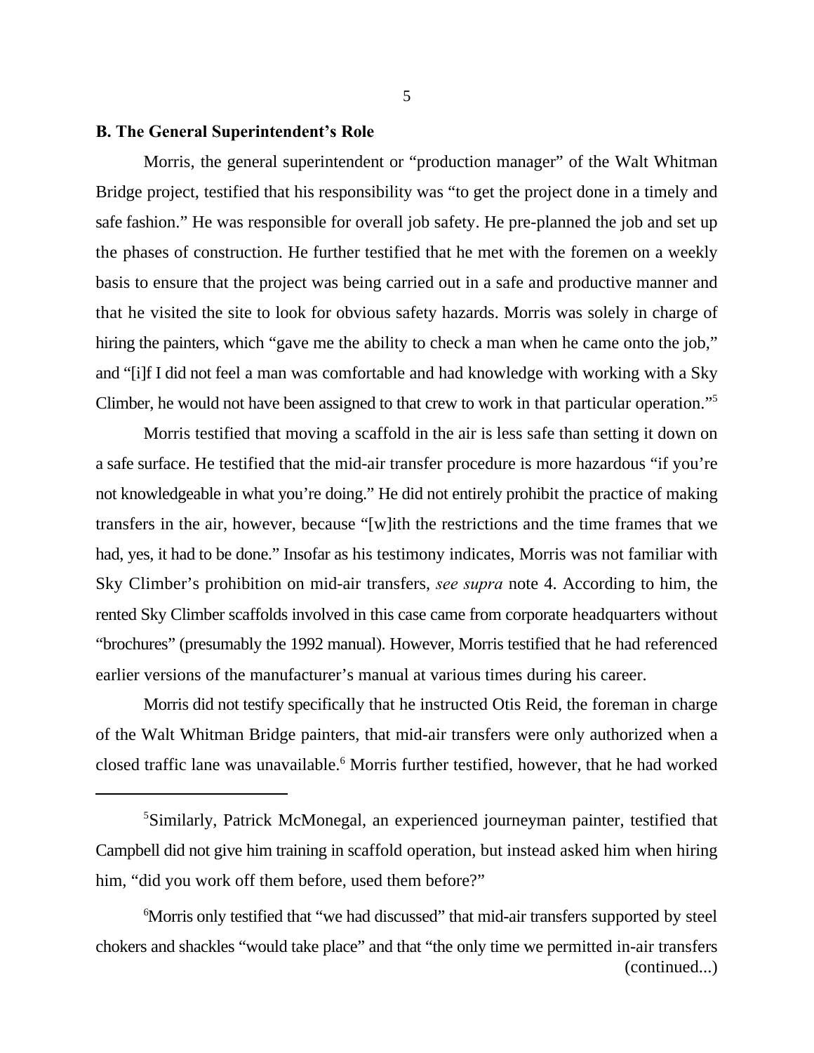**B. The General Superintendent's Role**

Morris, the general superintendent or "production manager" of the Walt Whitman Bridge project, testified that his responsibility was "to get the project done in a timely and safe fashion." He was responsible for overall job safety. He pre-planned the job and set up the phases of construction. He further testified that he met with the foremen on a weekly basis to ensure that the project was being carried out in a safe and productive manner and that he visited the site to look for obvious safety hazards. Morris was solely in charge of hiring the painters, which "gave me the ability to check a man when he came onto the job," and "[i]f I did not feel a man was comfortable and had knowledge with working with a Sky Climber, he would not have been assigned to that crew to work in that particular operation."[5]

Morris testified that moving a scaffold in the air is less safe than setting it down on a safe surface. He testified that the mid-air transfer procedure is more hazardous "if you're not knowledgeable in what you're doing." He did not entirely prohibit the practice of making transfers in the air, however, because "[w]ith the restrictions and the time frames that we had, yes, it had to be done." Insofar as his testimony indicates, Morris was not familiar with Sky Climber's prohibition on mid-air transfers, *see supra* note 4. According to him, the rented Sky Climber scaffolds involved in this case came from corporate headquarters without "brochures" (presumably the 1992 manual). However, Morris testified that he had referenced earlier versions of the manufacturer's manual at various times during his career.

Morris did not testify specifically that he instructed Otis Reid, the foreman in charge of the Walt Whitman Bridge painters, that mid-air transfers were only authorized when a closed traffic lane was unavailable.[6] Morris further testified, however, that he had worked

---

[5]Similarly, Patrick McMonegal, an experienced journeyman painter, testified that Campbell did not give him training in scaffold operation, but instead asked him when hiring him, "did you work off them before, used them before?"

[6]Morris only testified that "we had discussed" that mid-air transfers supported by steel chokers and shackles "would take place" and that "the only time we permitted in-air transfers (continued...)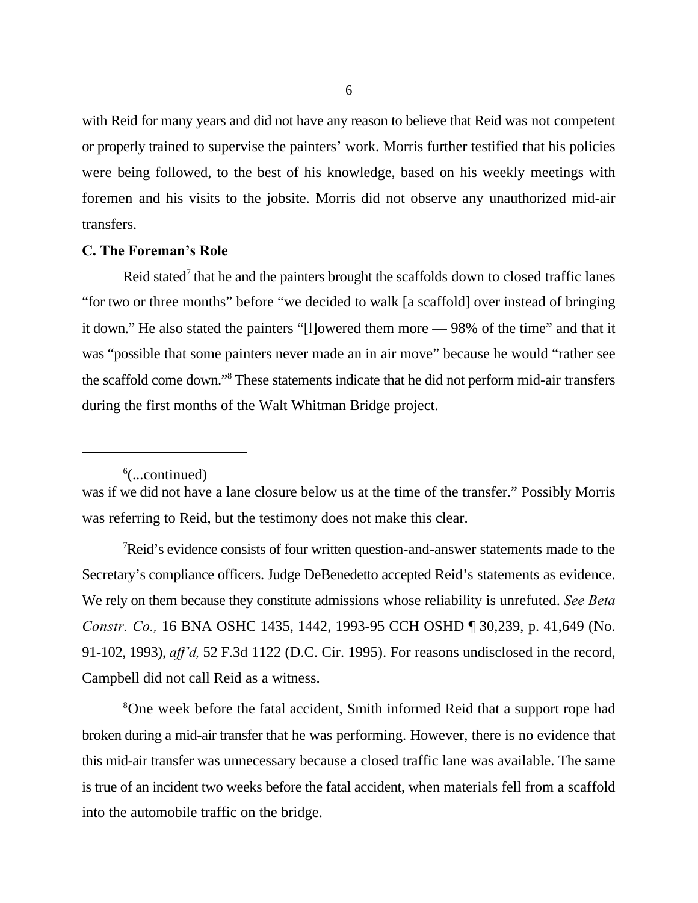with Reid for many years and did not have any reason to believe that Reid was not competent or properly trained to supervise the painters' work. Morris further testified that his policies were being followed, to the best of his knowledge, based on his weekly meetings with foremen and his visits to the jobsite. Morris did not observe any unauthorized mid-air transfers.

**C. The Foreman's Role**

Reid stated[7] that he and the painters brought the scaffolds down to closed traffic lanes "for two or three months" before "we decided to walk [a scaffold] over instead of bringing it down." He also stated the painters "[l]owered them more — 98% of the time" and that it was "possible that some painters never made an in air move" because he would "rather see the scaffold come down."[8] These statements indicate that he did not perform mid-air transfers during the first months of the Walt Whitman Bridge project.

---

[6](...continued)
was if we did not have a lane closure below us at the time of the transfer." Possibly Morris was referring to Reid, but the testimony does not make this clear.

[7]Reid's evidence consists of four written question-and-answer statements made to the Secretary's compliance officers. Judge DeBenedetto accepted Reid's statements as evidence. We rely on them because they constitute admissions whose reliability is unrefuted. *See Beta Constr. Co.,* 16 BNA OSHC 1435, 1442, 1993-95 CCH OSHD ¶ 30,239, p. 41,649 (No. 91-102, 1993), *aff'd,* 52 F.3d 1122 (D.C. Cir. 1995). For reasons undisclosed in the record, Campbell did not call Reid as a witness.

[8]One week before the fatal accident, Smith informed Reid that a support rope had broken during a mid-air transfer that he was performing. However, there is no evidence that this mid-air transfer was unnecessary because a closed traffic lane was available. The same is true of an incident two weeks before the fatal accident, when materials fell from a scaffold into the automobile traffic on the bridge.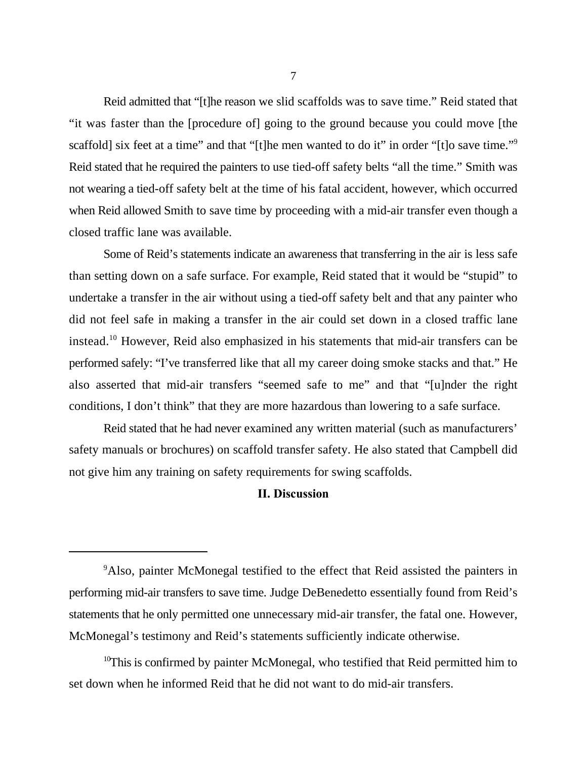Reid admitted that "[t]he reason we slid scaffolds was to save time." Reid stated that "it was faster than the [procedure of] going to the ground because you could move [the scaffold] six feet at a time" and that "[t]he men wanted to do it" in order "[t]o save time."[9] Reid stated that he required the painters to use tied-off safety belts "all the time." Smith was not wearing a tied-off safety belt at the time of his fatal accident, however, which occurred when Reid allowed Smith to save time by proceeding with a mid-air transfer even though a closed traffic lane was available.

Some of Reid's statements indicate an awareness that transferring in the air is less safe than setting down on a safe surface. For example, Reid stated that it would be "stupid" to undertake a transfer in the air without using a tied-off safety belt and that any painter who did not feel safe in making a transfer in the air could set down in a closed traffic lane instead.[10] However, Reid also emphasized in his statements that mid-air transfers can be performed safely: "I've transferred like that all my career doing smoke stacks and that." He also asserted that mid-air transfers "seemed safe to me" and that "[u]nder the right conditions, I don't think" that they are more hazardous than lowering to a safe surface.

Reid stated that he had never examined any written material (such as manufacturers' safety manuals or brochures) on scaffold transfer safety. He also stated that Campbell did not give him any training on safety requirements for swing scaffolds.

## II. Discussion

---

[9] Also, painter McMonegal testified to the effect that Reid assisted the painters in performing mid-air transfers to save time. Judge DeBenedetto essentially found from Reid's statements that he only permitted one unnecessary mid-air transfer, the fatal one. However, McMonegal's testimony and Reid's statements sufficiently indicate otherwise.

[10] This is confirmed by painter McMonegal, who testified that Reid permitted him to set down when he informed Reid that he did not want to do mid-air transfers.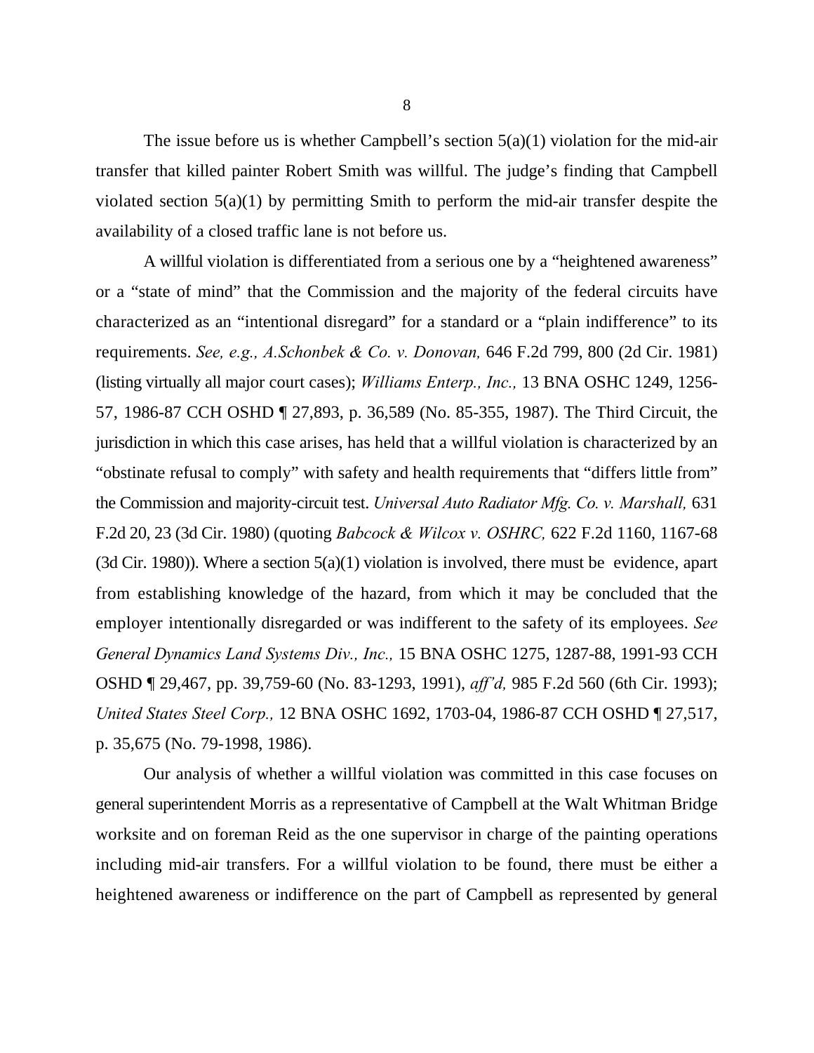The issue before us is whether Campbell's section 5(a)(1) violation for the mid-air transfer that killed painter Robert Smith was willful. The judge's finding that Campbell violated section 5(a)(1) by permitting Smith to perform the mid-air transfer despite the availability of a closed traffic lane is not before us.

A willful violation is differentiated from a serious one by a "heightened awareness" or a "state of mind" that the Commission and the majority of the federal circuits have characterized as an "intentional disregard" for a standard or a "plain indifference" to its requirements. *See, e.g., A.Schonbek & Co. v. Donovan,* 646 F.2d 799, 800 (2d Cir. 1981) (listing virtually all major court cases); *Williams Enterp., Inc.,* 13 BNA OSHC 1249, 1256-57, 1986-87 CCH OSHD ¶ 27,893, p. 36,589 (No. 85-355, 1987). The Third Circuit, the jurisdiction in which this case arises, has held that a willful violation is characterized by an "obstinate refusal to comply" with safety and health requirements that "differs little from" the Commission and majority-circuit test. *Universal Auto Radiator Mfg. Co. v. Marshall,* 631 F.2d 20, 23 (3d Cir. 1980) (quoting *Babcock & Wilcox v. OSHRC,* 622 F.2d 1160, 1167-68 (3d Cir. 1980)). Where a section 5(a)(1) violation is involved, there must be evidence, apart from establishing knowledge of the hazard, from which it may be concluded that the employer intentionally disregarded or was indifferent to the safety of its employees. *See General Dynamics Land Systems Div., Inc.,* 15 BNA OSHC 1275, 1287-88, 1991-93 CCH OSHD ¶ 29,467, pp. 39,759-60 (No. 83-1293, 1991), *aff'd,* 985 F.2d 560 (6th Cir. 1993); *United States Steel Corp.,* 12 BNA OSHC 1692, 1703-04, 1986-87 CCH OSHD ¶ 27,517, p. 35,675 (No. 79-1998, 1986).

Our analysis of whether a willful violation was committed in this case focuses on general superintendent Morris as a representative of Campbell at the Walt Whitman Bridge worksite and on foreman Reid as the one supervisor in charge of the painting operations including mid-air transfers. For a willful violation to be found, there must be either a heightened awareness or indifference on the part of Campbell as represented by general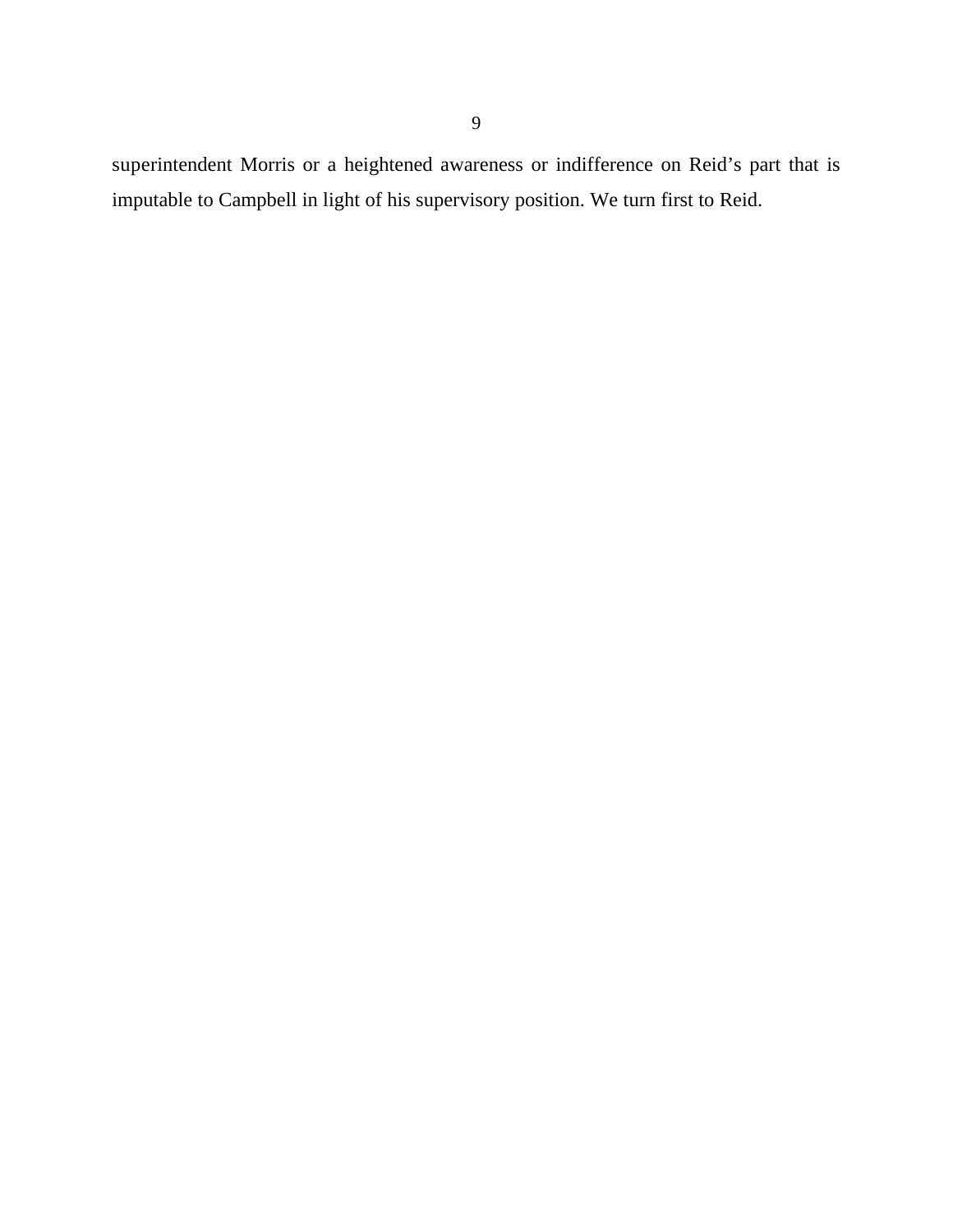superintendent Morris or a heightened awareness or indifference on Reid’s part that is imputable to Campbell in light of his supervisory position. We turn first to Reid.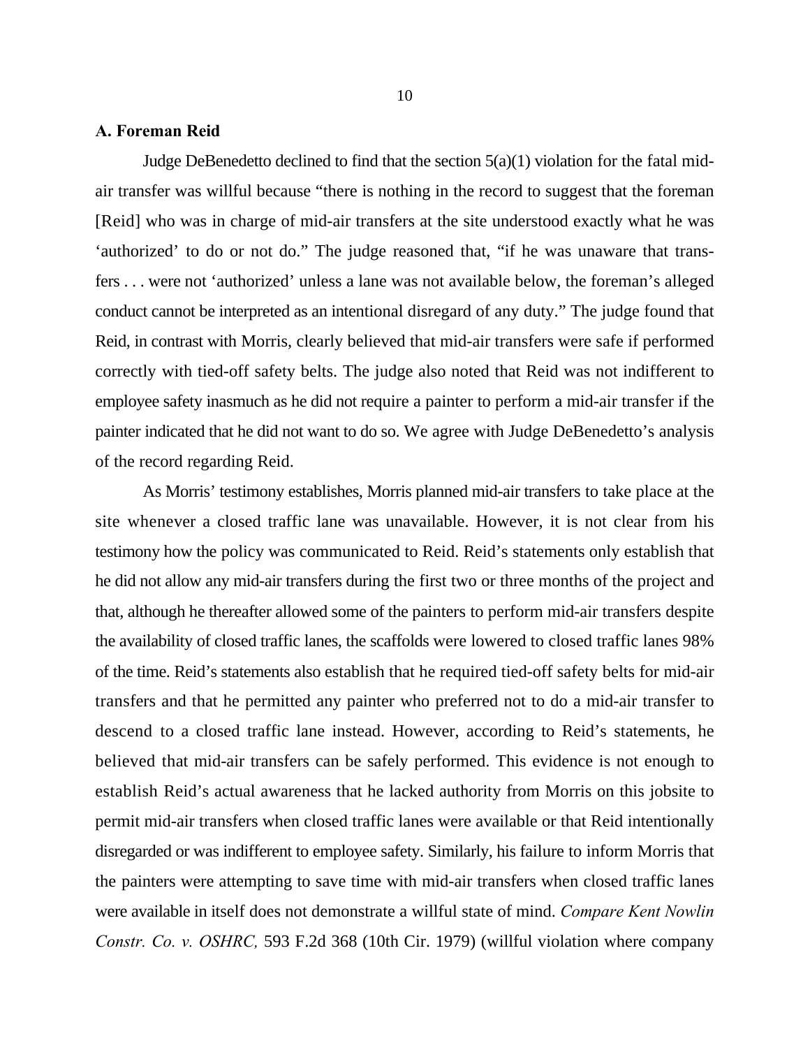### A. Foreman Reid

Judge DeBenedetto declined to find that the section 5(a)(1) violation for the fatal mid-air transfer was willful because "there is nothing in the record to suggest that the foreman [Reid] who was in charge of mid-air transfers at the site understood exactly what he was 'authorized' to do or not do." The judge reasoned that, "if he was unaware that transfers . . . were not 'authorized' unless a lane was not available below, the foreman's alleged conduct cannot be interpreted as an intentional disregard of any duty." The judge found that Reid, in contrast with Morris, clearly believed that mid-air transfers were safe if performed correctly with tied-off safety belts. The judge also noted that Reid was not indifferent to employee safety inasmuch as he did not require a painter to perform a mid-air transfer if the painter indicated that he did not want to do so. We agree with Judge DeBenedetto's analysis of the record regarding Reid.

As Morris' testimony establishes, Morris planned mid-air transfers to take place at the site whenever a closed traffic lane was unavailable. However, it is not clear from his testimony how the policy was communicated to Reid. Reid's statements only establish that he did not allow any mid-air transfers during the first two or three months of the project and that, although he thereafter allowed some of the painters to perform mid-air transfers despite the availability of closed traffic lanes, the scaffolds were lowered to closed traffic lanes 98% of the time. Reid's statements also establish that he required tied-off safety belts for mid-air transfers and that he permitted any painter who preferred not to do a mid-air transfer to descend to a closed traffic lane instead. However, according to Reid's statements, he believed that mid-air transfers can be safely performed. This evidence is not enough to establish Reid's actual awareness that he lacked authority from Morris on this jobsite to permit mid-air transfers when closed traffic lanes were available or that Reid intentionally disregarded or was indifferent to employee safety. Similarly, his failure to inform Morris that the painters were attempting to save time with mid-air transfers when closed traffic lanes were available in itself does not demonstrate a willful state of mind. *Compare Kent Nowlin Constr. Co. v. OSHRC,* 593 F.2d 368 (10th Cir. 1979) (willful violation where company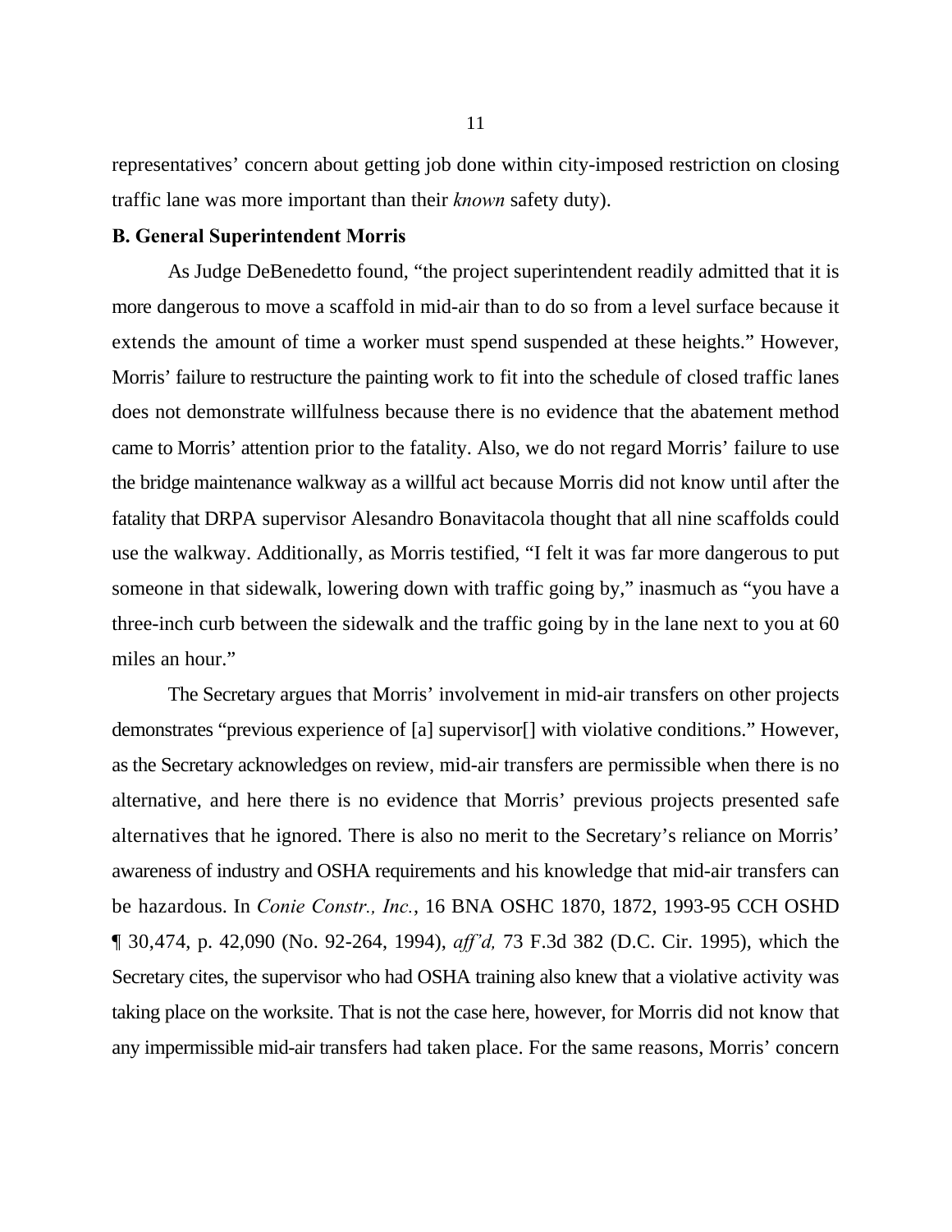representatives' concern about getting job done within city-imposed restriction on closing traffic lane was more important than their *known* safety duty).

**B. General Superintendent Morris**

As Judge DeBenedetto found, "the project superintendent readily admitted that it is more dangerous to move a scaffold in mid-air than to do so from a level surface because it extends the amount of time a worker must spend suspended at these heights." However, Morris' failure to restructure the painting work to fit into the schedule of closed traffic lanes does not demonstrate willfulness because there is no evidence that the abatement method came to Morris' attention prior to the fatality. Also, we do not regard Morris' failure to use the bridge maintenance walkway as a willful act because Morris did not know until after the fatality that DRPA supervisor Alesandro Bonavitacola thought that all nine scaffolds could use the walkway. Additionally, as Morris testified, "I felt it was far more dangerous to put someone in that sidewalk, lowering down with traffic going by," inasmuch as "you have a three-inch curb between the sidewalk and the traffic going by in the lane next to you at 60 miles an hour."

The Secretary argues that Morris' involvement in mid-air transfers on other projects demonstrates "previous experience of [a] supervisor[] with violative conditions." However, as the Secretary acknowledges on review, mid-air transfers are permissible when there is no alternative, and here there is no evidence that Morris' previous projects presented safe alternatives that he ignored. There is also no merit to the Secretary's reliance on Morris' awareness of industry and OSHA requirements and his knowledge that mid-air transfers can be hazardous. In *Conie Constr., Inc.*, 16 BNA OSHC 1870, 1872, 1993-95 CCH OSHD ¶ 30,474, p. 42,090 (No. 92-264, 1994), *aff'd,* 73 F.3d 382 (D.C. Cir. 1995), which the Secretary cites, the supervisor who had OSHA training also knew that a violative activity was taking place on the worksite. That is not the case here, however, for Morris did not know that any impermissible mid-air transfers had taken place. For the same reasons, Morris' concern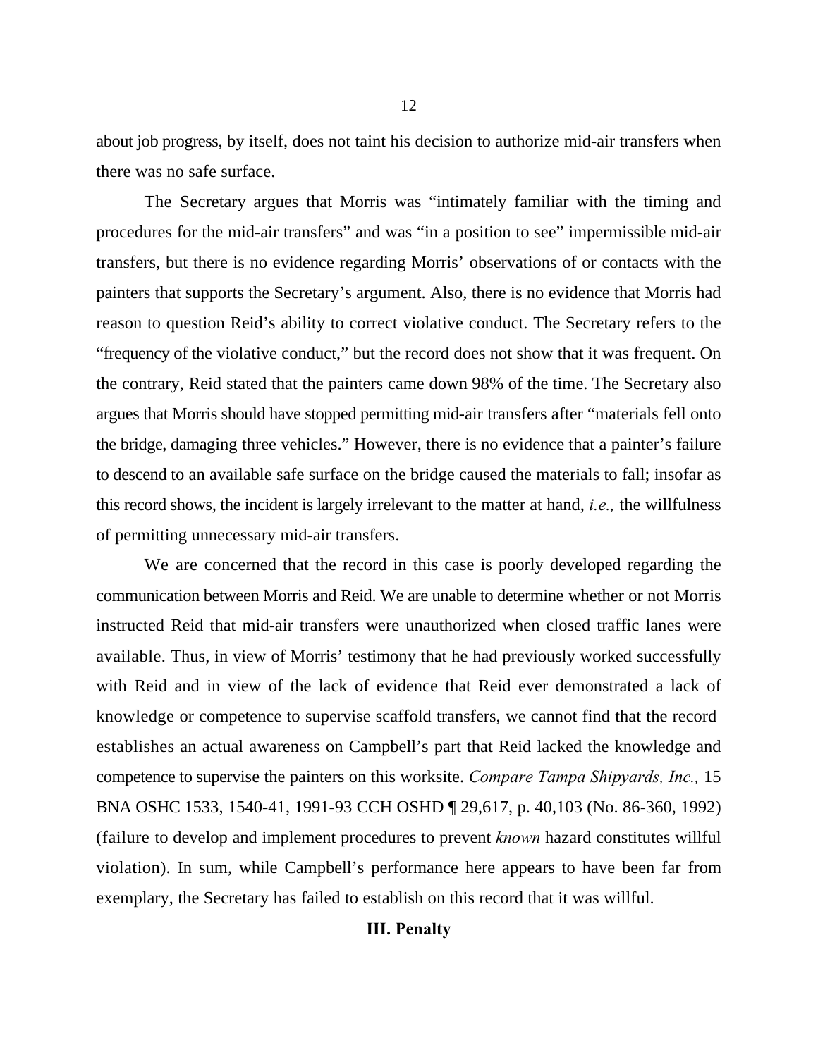about job progress, by itself, does not taint his decision to authorize mid-air transfers when there was no safe surface.

The Secretary argues that Morris was "intimately familiar with the timing and procedures for the mid-air transfers" and was "in a position to see" impermissible mid-air transfers, but there is no evidence regarding Morris' observations of or contacts with the painters that supports the Secretary's argument. Also, there is no evidence that Morris had reason to question Reid's ability to correct violative conduct. The Secretary refers to the "frequency of the violative conduct," but the record does not show that it was frequent. On the contrary, Reid stated that the painters came down 98% of the time. The Secretary also argues that Morris should have stopped permitting mid-air transfers after "materials fell onto the bridge, damaging three vehicles." However, there is no evidence that a painter's failure to descend to an available safe surface on the bridge caused the materials to fall; insofar as this record shows, the incident is largely irrelevant to the matter at hand, *i.e.,* the willfulness of permitting unnecessary mid-air transfers.

We are concerned that the record in this case is poorly developed regarding the communication between Morris and Reid. We are unable to determine whether or not Morris instructed Reid that mid-air transfers were unauthorized when closed traffic lanes were available. Thus, in view of Morris' testimony that he had previously worked successfully with Reid and in view of the lack of evidence that Reid ever demonstrated a lack of knowledge or competence to supervise scaffold transfers, we cannot find that the record establishes an actual awareness on Campbell's part that Reid lacked the knowledge and competence to supervise the painters on this worksite. *Compare Tampa Shipyards, Inc.,* 15 BNA OSHC 1533, 1540-41, 1991-93 CCH OSHD ¶ 29,617, p. 40,103 (No. 86-360, 1992) (failure to develop and implement procedures to prevent *known* hazard constitutes willful violation). In sum, while Campbell's performance here appears to have been far from exemplary, the Secretary has failed to establish on this record that it was willful.

## III. Penalty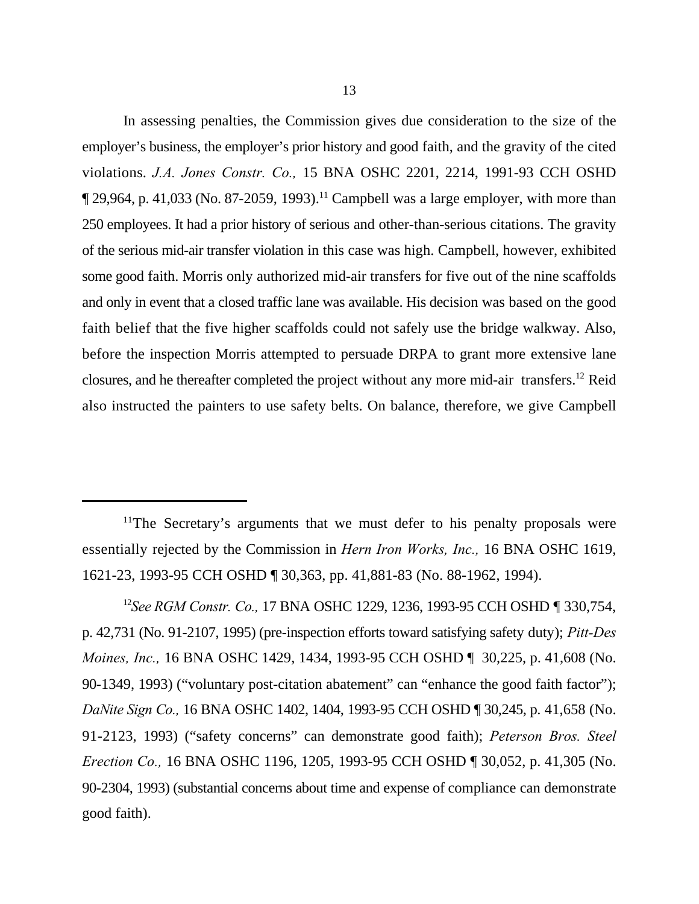In assessing penalties, the Commission gives due consideration to the size of the employer's business, the employer's prior history and good faith, and the gravity of the cited violations. *J.A. Jones Constr. Co.,* 15 BNA OSHC 2201, 2214, 1991-93 CCH OSHD ¶ 29,964, p. 41,033 (No. 87-2059, 1993).[11] Campbell was a large employer, with more than 250 employees. It had a prior history of serious and other-than-serious citations. The gravity of the serious mid-air transfer violation in this case was high. Campbell, however, exhibited some good faith. Morris only authorized mid-air transfers for five out of the nine scaffolds and only in event that a closed traffic lane was available. His decision was based on the good faith belief that the five higher scaffolds could not safely use the bridge walkway. Also, before the inspection Morris attempted to persuade DRPA to grant more extensive lane closures, and he thereafter completed the project without any more mid-air transfers.[12] Reid also instructed the painters to use safety belts. On balance, therefore, we give Campbell

---

[11]The Secretary's arguments that we must defer to his penalty proposals were essentially rejected by the Commission in *Hern Iron Works, Inc.,* 16 BNA OSHC 1619, 1621-23, 1993-95 CCH OSHD ¶ 30,363, pp. 41,881-83 (No. 88-1962, 1994).

[12]*See RGM Constr. Co.,* 17 BNA OSHC 1229, 1236, 1993-95 CCH OSHD ¶ 330,754, p. 42,731 (No. 91-2107, 1995) (pre-inspection efforts toward satisfying safety duty); *Pitt-Des Moines, Inc.,* 16 BNA OSHC 1429, 1434, 1993-95 CCH OSHD ¶ 30,225, p. 41,608 (No. 90-1349, 1993) ("voluntary post-citation abatement" can "enhance the good faith factor"); *DaNite Sign Co.,* 16 BNA OSHC 1402, 1404, 1993-95 CCH OSHD ¶ 30,245, p. 41,658 (No. 91-2123, 1993) ("safety concerns" can demonstrate good faith); *Peterson Bros. Steel Erection Co.,* 16 BNA OSHC 1196, 1205, 1993-95 CCH OSHD ¶ 30,052, p. 41,305 (No. 90-2304, 1993) (substantial concerns about time and expense of compliance can demonstrate good faith).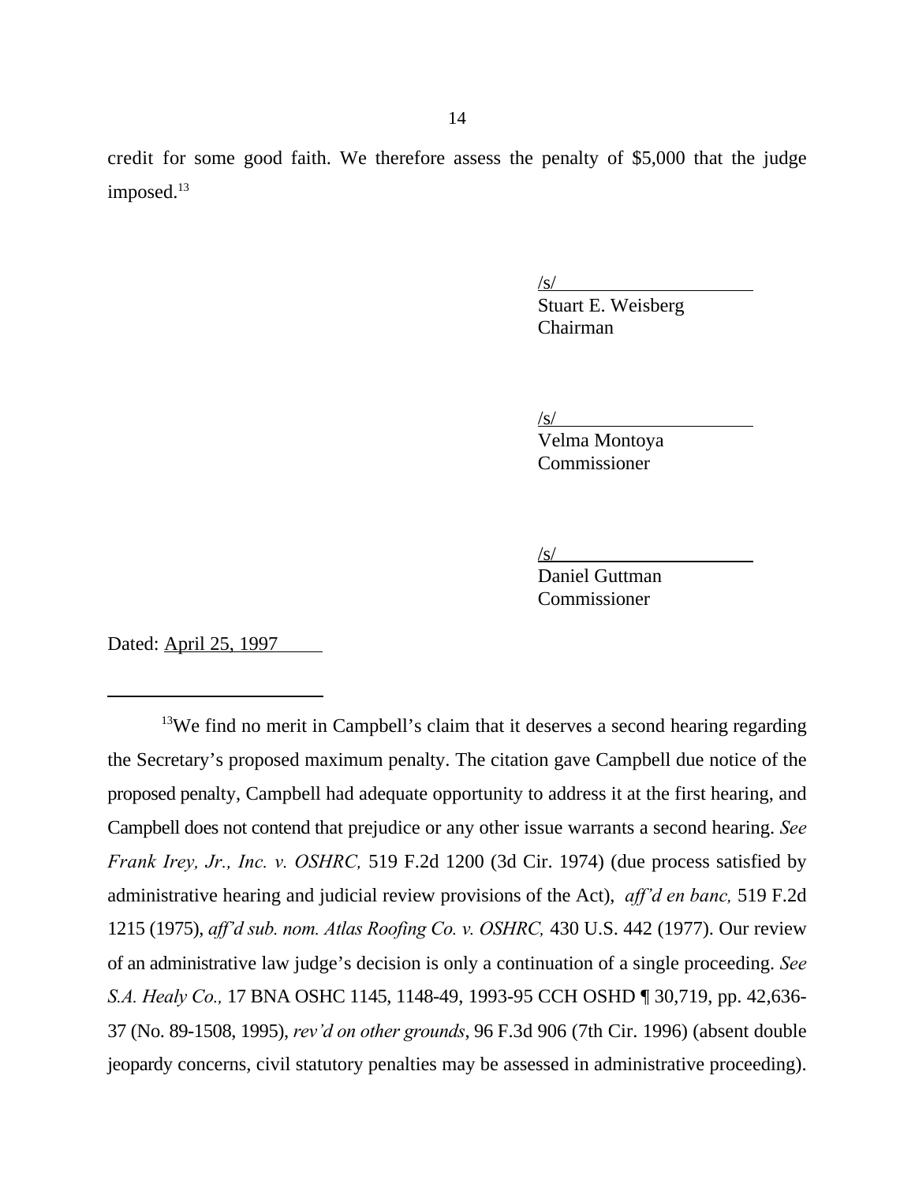credit for some good faith. We therefore assess the penalty of $5,000 that the judge imposed.[13]

/s/
Stuart E. Weisberg
Chairman

/s/
Velma Montoya
Commissioner

/s/
Daniel Guttman
Commissioner

Dated: April 25, 1997

---

[13]We find no merit in Campbell's claim that it deserves a second hearing regarding the Secretary's proposed maximum penalty. The citation gave Campbell due notice of the proposed penalty, Campbell had adequate opportunity to address it at the first hearing, and Campbell does not contend that prejudice or any other issue warrants a second hearing. *See Frank Irey, Jr., Inc. v. OSHRC,* 519 F.2d 1200 (3d Cir. 1974) (due process satisfied by administrative hearing and judicial review provisions of the Act), *aff'd en banc,* 519 F.2d 1215 (1975), *aff'd sub. nom. Atlas Roofing Co. v. OSHRC,* 430 U.S. 442 (1977). Our review of an administrative law judge's decision is only a continuation of a single proceeding. *See S.A. Healy Co.,* 17 BNA OSHC 1145, 1148-49, 1993-95 CCH OSHD ¶ 30,719, pp. 42,636-37 (No. 89-1508, 1995), *rev'd on other grounds*, 96 F.3d 906 (7th Cir. 1996) (absent double jeopardy concerns, civil statutory penalties may be assessed in administrative proceeding).